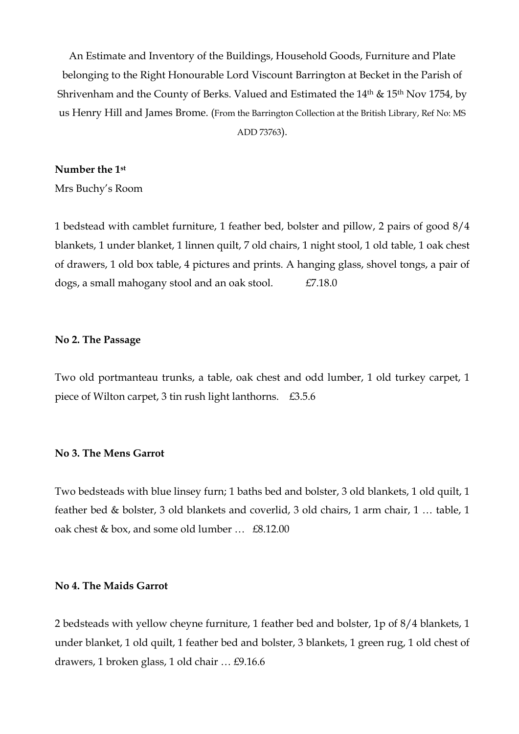An Estimate and Inventory of the Buildings, Household Goods, Furniture and Plate belonging to the Right Honourable Lord Viscount Barrington at Becket in the Parish of Shrivenham and the County of Berks. Valued and Estimated the 14th & 15th Nov 1754, by us Henry Hill and James Brome. (From the Barrington Collection at the British Library, Ref No: MS ADD 73763).

**Number the 1st**

Mrs Buchy's Room

1 bedstead with camblet furniture, 1 feather bed, bolster and pillow, 2 pairs of good 8/4 blankets, 1 under blanket, 1 linnen quilt, 7 old chairs, 1 night stool, 1 old table, 1 oak chest of drawers, 1 old box table, 4 pictures and prints. A hanging glass, shovel tongs, a pair of dogs, a small mahogany stool and an oak stool. £7.18.0

**No 2. The Passage**

Two old portmanteau trunks, a table, oak chest and odd lumber, 1 old turkey carpet, 1 piece of Wilton carpet, 3 tin rush light lanthorns. £3.5.6

**No 3. The Mens Garrot**

Two bedsteads with blue linsey furn; 1 baths bed and bolster, 3 old blankets, 1 old quilt, 1 feather bed & bolster, 3 old blankets and coverlid, 3 old chairs, 1 arm chair, 1 … table, 1 oak chest & box, and some old lumber … £8.12.00

**No 4. The Maids Garrot**

2 bedsteads with yellow cheyne furniture, 1 feather bed and bolster, 1p of 8/4 blankets, 1 under blanket, 1 old quilt, 1 feather bed and bolster, 3 blankets, 1 green rug, 1 old chest of drawers, 1 broken glass, 1 old chair … £9.16.6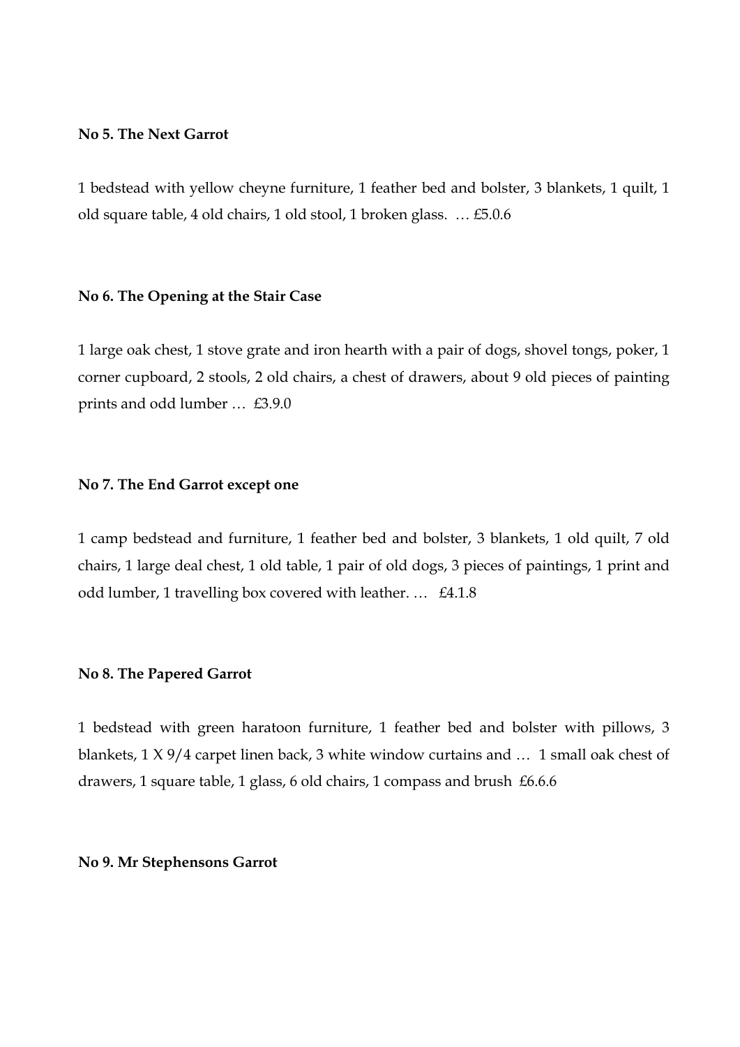**No 5. The Next Garrot**

1 bedstead with yellow cheyne furniture, 1 feather bed and bolster, 3 blankets, 1 quilt, 1 old square table, 4 old chairs, 1 old stool, 1 broken glass. … £5.0.6

**No 6. The Opening at the Stair Case**

1 large oak chest, 1 stove grate and iron hearth with a pair of dogs, shovel tongs, poker, 1 corner cupboard, 2 stools, 2 old chairs, a chest of drawers, about 9 old pieces of painting prints and odd lumber … £3.9.0

**No 7. The End Garrot except one**

1 camp bedstead and furniture, 1 feather bed and bolster, 3 blankets, 1 old quilt, 7 old chairs, 1 large deal chest, 1 old table, 1 pair of old dogs, 3 pieces of paintings, 1 print and odd lumber, 1 travelling box covered with leather. … £4.1.8

**No 8. The Papered Garrot**

1 bedstead with green haratoon furniture, 1 feather bed and bolster with pillows, 3 blankets, 1 X 9/4 carpet linen back, 3 white window curtains and … 1 small oak chest of drawers, 1 square table, 1 glass, 6 old chairs, 1 compass and brush £6.6.6

**No 9. Mr Stephensons Garrot**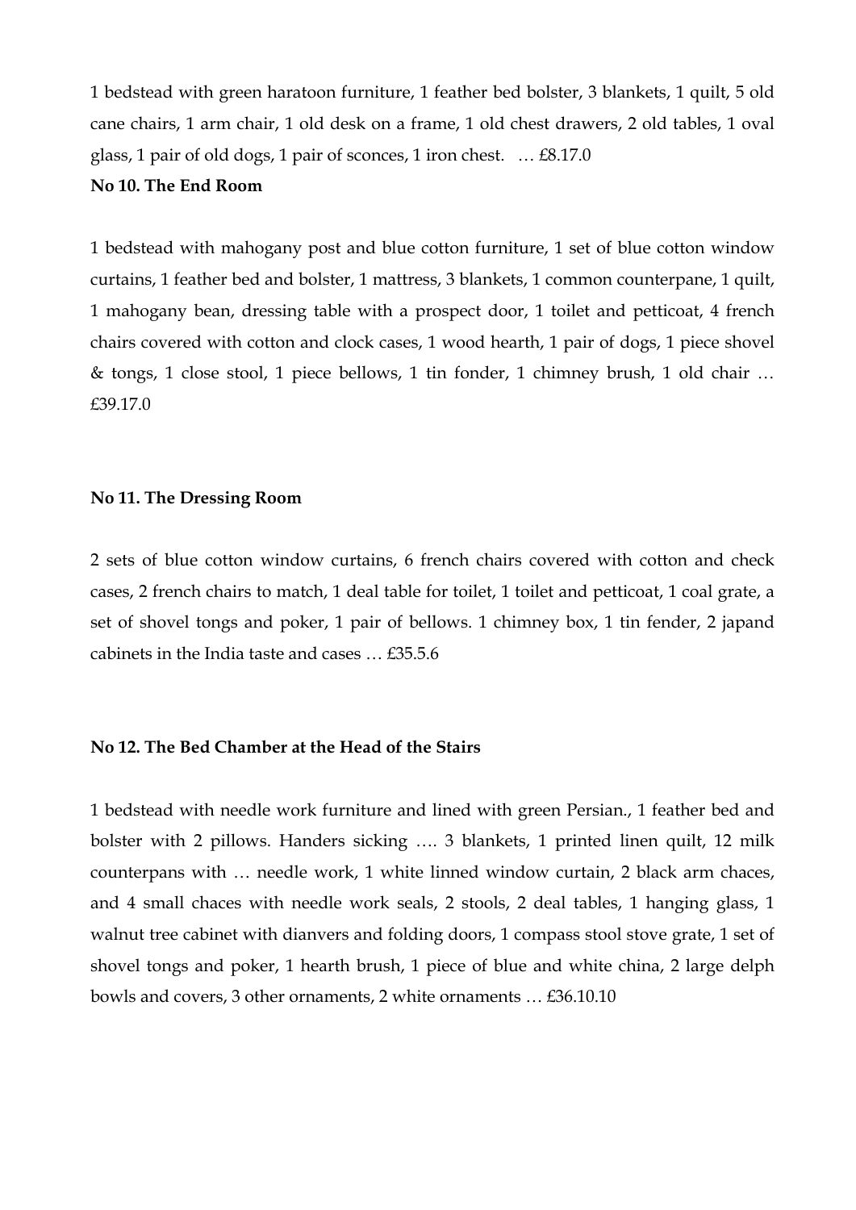1 bedstead with green haratoon furniture, 1 feather bed bolster, 3 blankets, 1 quilt, 5 old cane chairs, 1 arm chair, 1 old desk on a frame, 1 old chest drawers, 2 old tables, 1 oval glass, 1 pair of old dogs, 1 pair of sconces, 1 iron chest. … £8.17.0

**No 10. The End Room**

1 bedstead with mahogany post and blue cotton furniture, 1 set of blue cotton window curtains, 1 feather bed and bolster, 1 mattress, 3 blankets, 1 common counterpane, 1 quilt, 1 mahogany bean, dressing table with a prospect door, 1 toilet and petticoat, 4 french chairs covered with cotton and clock cases, 1 wood hearth, 1 pair of dogs, 1 piece shovel & tongs, 1 close stool, 1 piece bellows, 1 tin fonder, 1 chimney brush, 1 old chair … £39.17.0

**No 11. The Dressing Room**

2 sets of blue cotton window curtains, 6 french chairs covered with cotton and check cases, 2 french chairs to match, 1 deal table for toilet, 1 toilet and petticoat, 1 coal grate, a set of shovel tongs and poker, 1 pair of bellows. 1 chimney box, 1 tin fender, 2 japand cabinets in the India taste and cases … £35.5.6

**No 12. The Bed Chamber at the Head of the Stairs**

1 bedstead with needle work furniture and lined with green Persian., 1 feather bed and bolster with 2 pillows. Handers sicking …. 3 blankets, 1 printed linen quilt, 12 milk counterpans with … needle work, 1 white linned window curtain, 2 black arm chaces, and 4 small chaces with needle work seals, 2 stools, 2 deal tables, 1 hanging glass, 1 walnut tree cabinet with dianvers and folding doors, 1 compass stool stove grate, 1 set of shovel tongs and poker, 1 hearth brush, 1 piece of blue and white china, 2 large delph bowls and covers, 3 other ornaments, 2 white ornaments … £36.10.10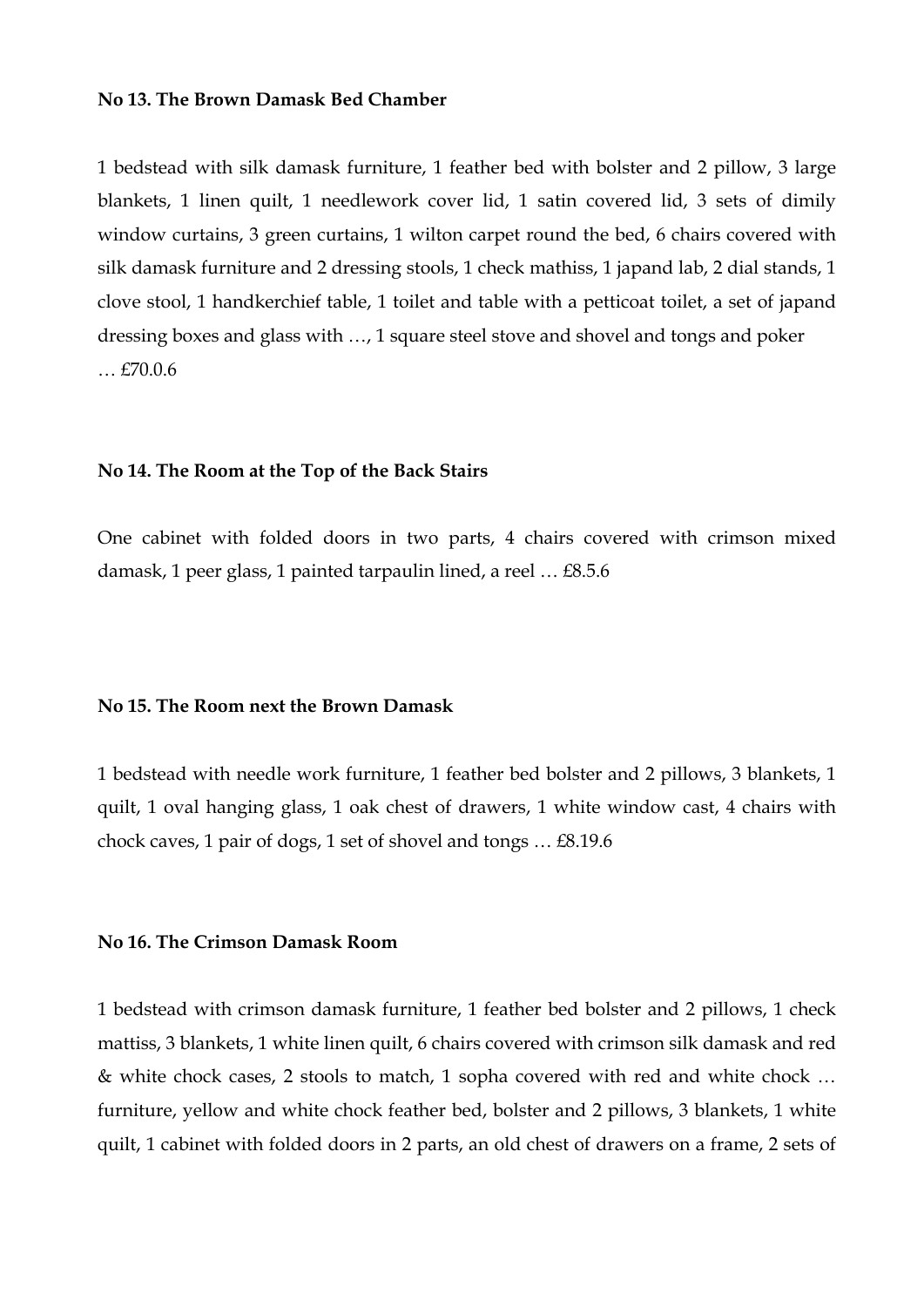**No 13. The Brown Damask Bed Chamber**

1 bedstead with silk damask furniture, 1 feather bed with bolster and 2 pillow, 3 large blankets, 1 linen quilt, 1 needlework cover lid, 1 satin covered lid, 3 sets of dimily window curtains, 3 green curtains, 1 wilton carpet round the bed, 6 chairs covered with silk damask furniture and 2 dressing stools, 1 check mathiss, 1 japand lab, 2 dial stands, 1 clove stool, 1 handkerchief table, 1 toilet and table with a petticoat toilet, a set of japand dressing boxes and glass with …, 1 square steel stove and shovel and tongs and poker … £70.0.6

**No 14. The Room at the Top of the Back Stairs**

One cabinet with folded doors in two parts, 4 chairs covered with crimson mixed damask, 1 peer glass, 1 painted tarpaulin lined, a reel … £8.5.6

**No 15. The Room next the Brown Damask**

1 bedstead with needle work furniture, 1 feather bed bolster and 2 pillows, 3 blankets, 1 quilt, 1 oval hanging glass, 1 oak chest of drawers, 1 white window cast, 4 chairs with chock caves, 1 pair of dogs, 1 set of shovel and tongs … £8.19.6

**No 16. The Crimson Damask Room**

1 bedstead with crimson damask furniture, 1 feather bed bolster and 2 pillows, 1 check mattiss, 3 blankets, 1 white linen quilt, 6 chairs covered with crimson silk damask and red & white chock cases, 2 stools to match, 1 sopha covered with red and white chock … furniture, yellow and white chock feather bed, bolster and 2 pillows, 3 blankets, 1 white quilt, 1 cabinet with folded doors in 2 parts, an old chest of drawers on a frame, 2 sets of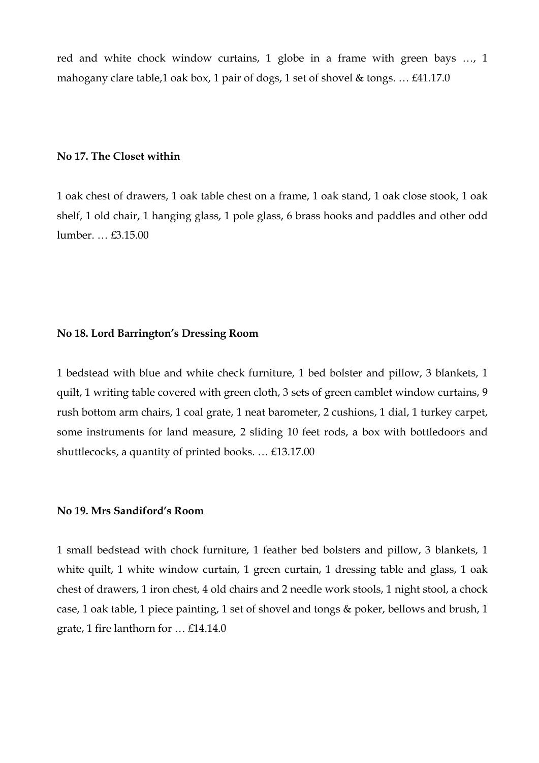red and white chock window curtains, 1 globe in a frame with green bays …, 1 mahogany clare table,1 oak box, 1 pair of dogs, 1 set of shovel & tongs. … £41.17.0

**No 17. The Closet within**

1 oak chest of drawers, 1 oak table chest on a frame, 1 oak stand, 1 oak close stook, 1 oak shelf, 1 old chair, 1 hanging glass, 1 pole glass, 6 brass hooks and paddles and other odd lumber. … £3.15.00

**No 18. Lord Barrington's Dressing Room**

1 bedstead with blue and white check furniture, 1 bed bolster and pillow, 3 blankets, 1 quilt, 1 writing table covered with green cloth, 3 sets of green camblet window curtains, 9 rush bottom arm chairs, 1 coal grate, 1 neat barometer, 2 cushions, 1 dial, 1 turkey carpet, some instruments for land measure, 2 sliding 10 feet rods, a box with bottledoors and shuttlecocks, a quantity of printed books. … £13.17.00

**No 19. Mrs Sandiford's Room**

1 small bedstead with chock furniture, 1 feather bed bolsters and pillow, 3 blankets, 1 white quilt, 1 white window curtain, 1 green curtain, 1 dressing table and glass, 1 oak chest of drawers, 1 iron chest, 4 old chairs and 2 needle work stools, 1 night stool, a chock case, 1 oak table, 1 piece painting, 1 set of shovel and tongs & poker, bellows and brush, 1 grate, 1 fire lanthorn for … £14.14.0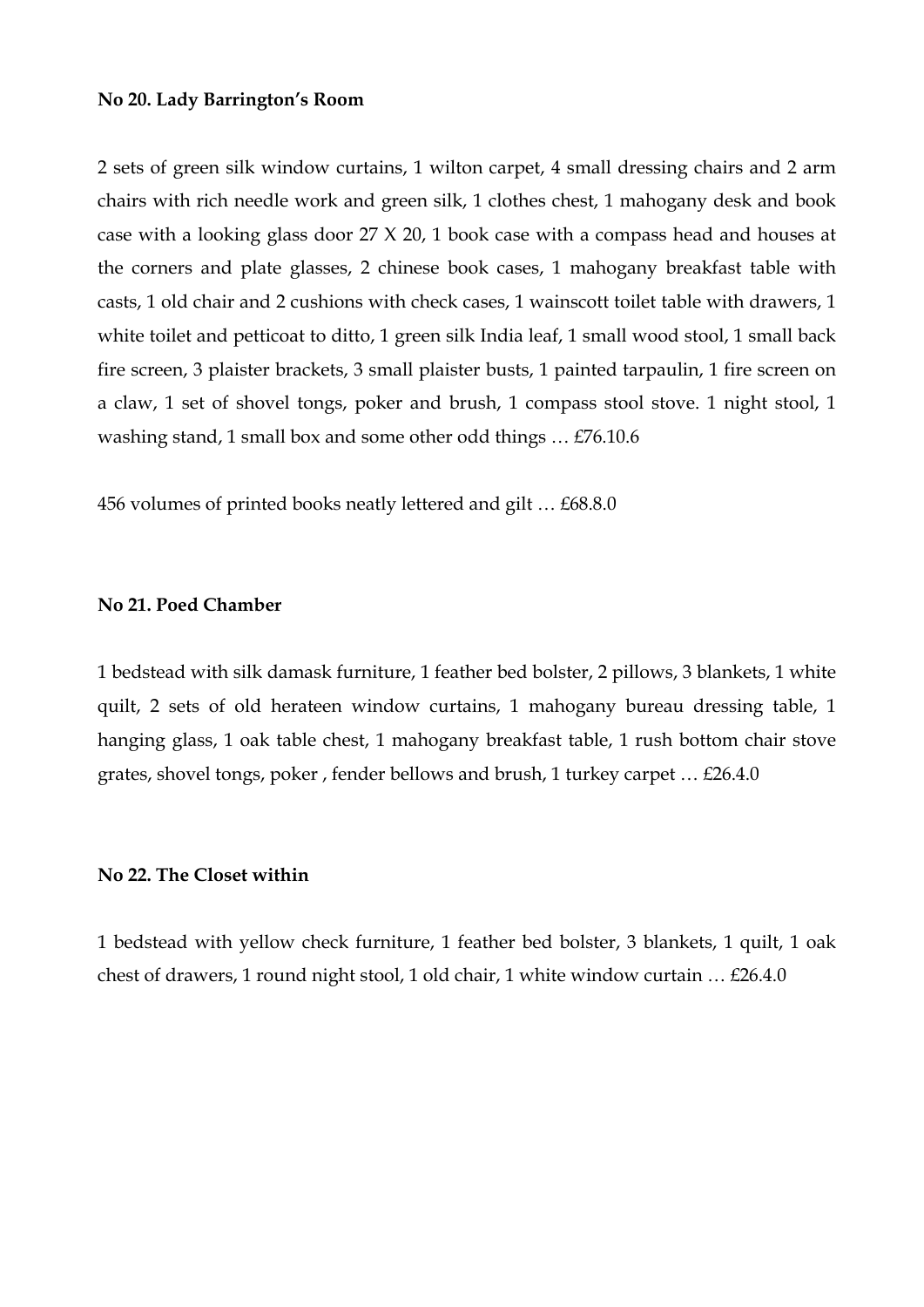**No 20. Lady Barrington's Room**

2 sets of green silk window curtains, 1 wilton carpet, 4 small dressing chairs and 2 arm chairs with rich needle work and green silk, 1 clothes chest, 1 mahogany desk and book case with a looking glass door 27 X 20, 1 book case with a compass head and houses at the corners and plate glasses, 2 chinese book cases, 1 mahogany breakfast table with casts, 1 old chair and 2 cushions with check cases, 1 wainscott toilet table with drawers, 1 white toilet and petticoat to ditto, 1 green silk India leaf, 1 small wood stool, 1 small back fire screen, 3 plaister brackets, 3 small plaister busts, 1 painted tarpaulin, 1 fire screen on a claw, 1 set of shovel tongs, poker and brush, 1 compass stool stove. 1 night stool, 1 washing stand, 1 small box and some other odd things … £76.10.6

456 volumes of printed books neatly lettered and gilt … £68.8.0

**No 21. Poed Chamber**

1 bedstead with silk damask furniture, 1 feather bed bolster, 2 pillows, 3 blankets, 1 white quilt, 2 sets of old herateen window curtains, 1 mahogany bureau dressing table, 1 hanging glass, 1 oak table chest, 1 mahogany breakfast table, 1 rush bottom chair stove grates, shovel tongs, poker , fender bellows and brush, 1 turkey carpet … £26.4.0

**No 22. The Closet within**

1 bedstead with yellow check furniture, 1 feather bed bolster, 3 blankets, 1 quilt, 1 oak chest of drawers, 1 round night stool, 1 old chair, 1 white window curtain … £26.4.0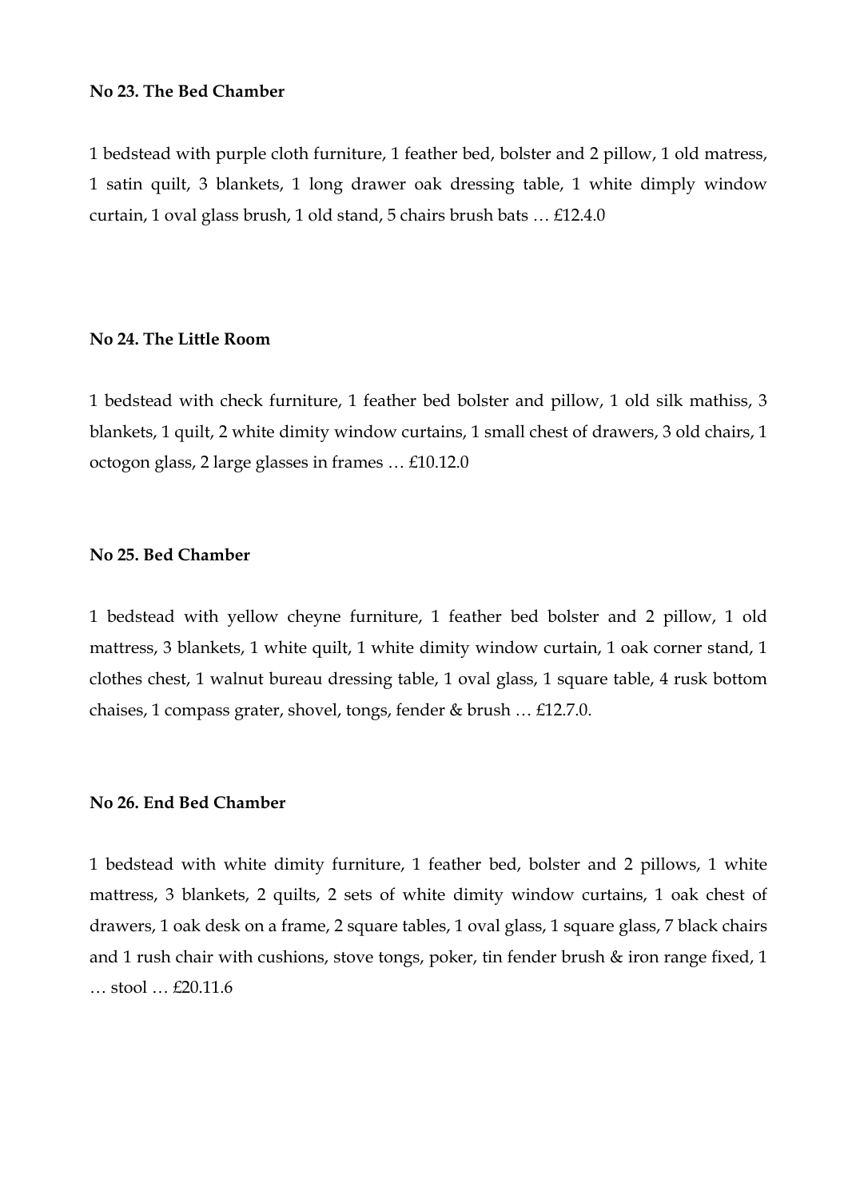**No 23. The Bed Chamber**

1 bedstead with purple cloth furniture, 1 feather bed, bolster and 2 pillow, 1 old matress, 1 satin quilt, 3 blankets, 1 long drawer oak dressing table, 1 white dimply window curtain, 1 oval glass brush, 1 old stand, 5 chairs brush bats … £12.4.0

**No 24. The Little Room**

1 bedstead with check furniture, 1 feather bed bolster and pillow, 1 old silk mathiss, 3 blankets, 1 quilt, 2 white dimity window curtains, 1 small chest of drawers, 3 old chairs, 1 octogon glass, 2 large glasses in frames … £10.12.0

**No 25. Bed Chamber**

1 bedstead with yellow cheyne furniture, 1 feather bed bolster and 2 pillow, 1 old mattress, 3 blankets, 1 white quilt, 1 white dimity window curtain, 1 oak corner stand, 1 clothes chest, 1 walnut bureau dressing table, 1 oval glass, 1 square table, 4 rusk bottom chaises, 1 compass grater, shovel, tongs, fender & brush … £12.7.0.

**No 26. End Bed Chamber**

1 bedstead with white dimity furniture, 1 feather bed, bolster and 2 pillows, 1 white mattress, 3 blankets, 2 quilts, 2 sets of white dimity window curtains, 1 oak chest of drawers, 1 oak desk on a frame, 2 square tables, 1 oval glass, 1 square glass, 7 black chairs and 1 rush chair with cushions, stove tongs, poker, tin fender brush & iron range fixed, 1 … stool … £20.11.6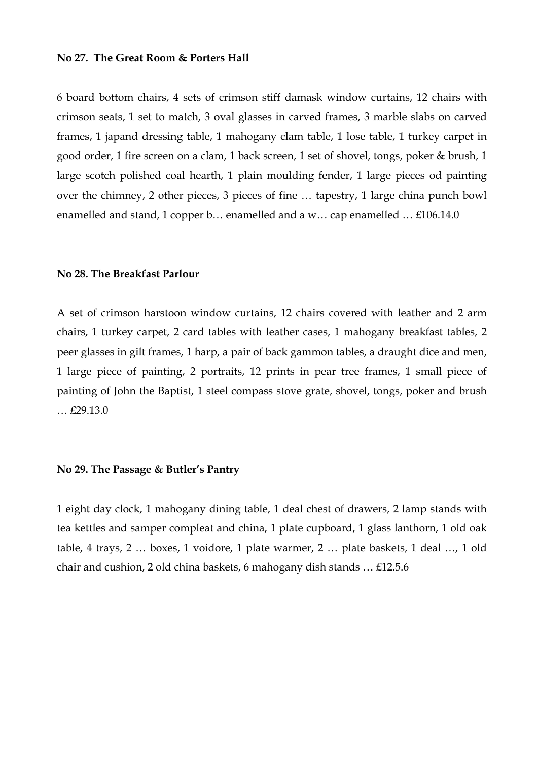**No 27. The Great Room & Porters Hall**

6 board bottom chairs, 4 sets of crimson stiff damask window curtains, 12 chairs with crimson seats, 1 set to match, 3 oval glasses in carved frames, 3 marble slabs on carved frames, 1 japand dressing table, 1 mahogany clam table, 1 lose table, 1 turkey carpet in good order, 1 fire screen on a clam, 1 back screen, 1 set of shovel, tongs, poker & brush, 1 large scotch polished coal hearth, 1 plain moulding fender, 1 large pieces od painting over the chimney, 2 other pieces, 3 pieces of fine … tapestry, 1 large china punch bowl enamelled and stand, 1 copper b… enamelled and a w… cap enamelled … £106.14.0

**No 28. The Breakfast Parlour**

A set of crimson harstoon window curtains, 12 chairs covered with leather and 2 arm chairs, 1 turkey carpet, 2 card tables with leather cases, 1 mahogany breakfast tables, 2 peer glasses in gilt frames, 1 harp, a pair of back gammon tables, a draught dice and men, 1 large piece of painting, 2 portraits, 12 prints in pear tree frames, 1 small piece of painting of John the Baptist, 1 steel compass stove grate, shovel, tongs, poker and brush … £29.13.0

**No 29. The Passage & Butler's Pantry**

1 eight day clock, 1 mahogany dining table, 1 deal chest of drawers, 2 lamp stands with tea kettles and samper compleat and china, 1 plate cupboard, 1 glass lanthorn, 1 old oak table, 4 trays, 2 … boxes, 1 voidore, 1 plate warmer, 2 … plate baskets, 1 deal …, 1 old chair and cushion, 2 old china baskets, 6 mahogany dish stands … £12.5.6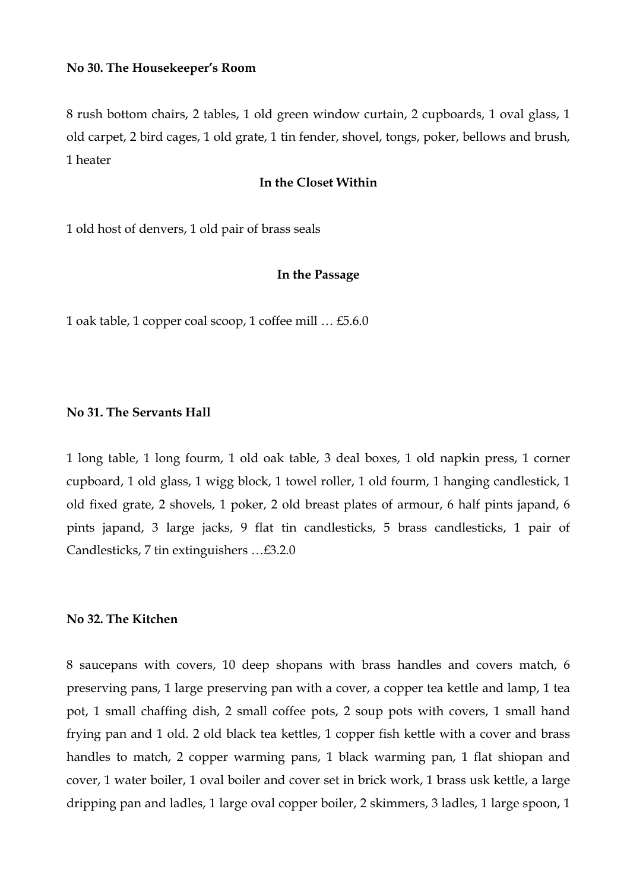**No 30. The Housekeeper's Room**

8 rush bottom chairs, 2 tables, 1 old green window curtain, 2 cupboards, 1 oval glass, 1 old carpet, 2 bird cages, 1 old grate, 1 tin fender, shovel, tongs, poker, bellows and brush, 1 heater

**In the Closet Within**

1 old host of denvers, 1 old pair of brass seals

**In the Passage**

1 oak table, 1 copper coal scoop, 1 coffee mill … £5.6.0

**No 31. The Servants Hall**

1 long table, 1 long fourm, 1 old oak table, 3 deal boxes, 1 old napkin press, 1 corner cupboard, 1 old glass, 1 wigg block, 1 towel roller, 1 old fourm, 1 hanging candlestick, 1 old fixed grate, 2 shovels, 1 poker, 2 old breast plates of armour, 6 half pints japand, 6 pints japand, 3 large jacks, 9 flat tin candlesticks, 5 brass candlesticks, 1 pair of Candlesticks, 7 tin extinguishers …£3.2.0

**No 32. The Kitchen**

8 saucepans with covers, 10 deep shopans with brass handles and covers match, 6 preserving pans, 1 large preserving pan with a cover, a copper tea kettle and lamp, 1 tea pot, 1 small chaffing dish, 2 small coffee pots, 2 soup pots with covers, 1 small hand frying pan and 1 old. 2 old black tea kettles, 1 copper fish kettle with a cover and brass handles to match, 2 copper warming pans, 1 black warming pan, 1 flat shiopan and cover, 1 water boiler, 1 oval boiler and cover set in brick work, 1 brass usk kettle, a large dripping pan and ladles, 1 large oval copper boiler, 2 skimmers, 3 ladles, 1 large spoon, 1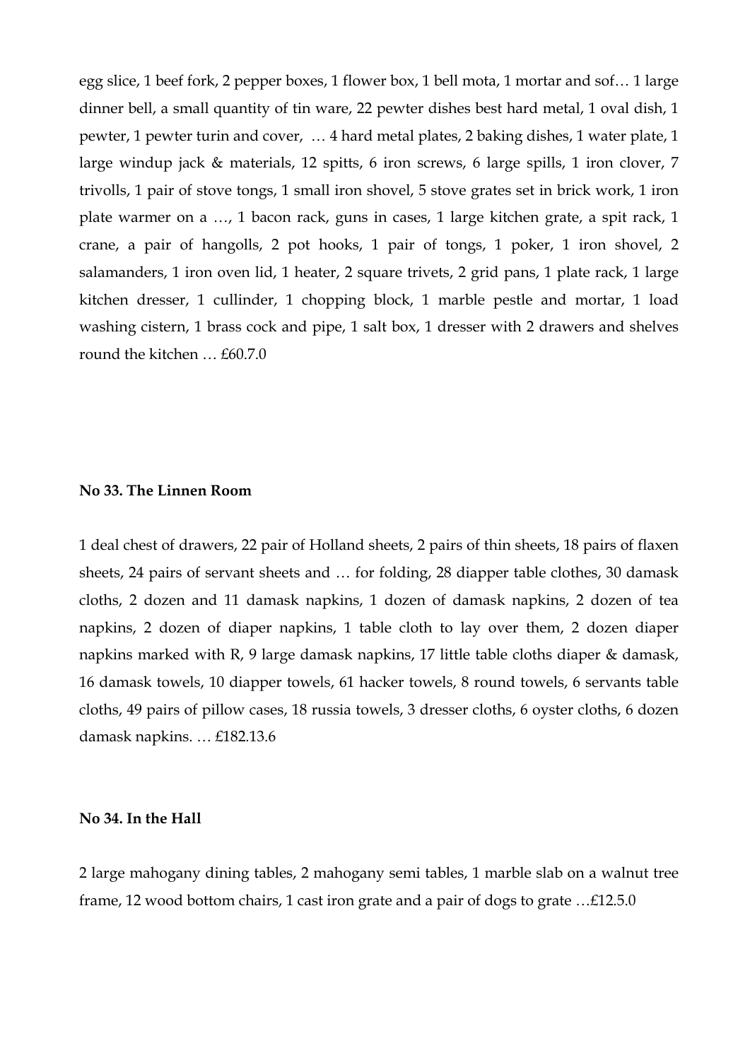egg slice, 1 beef fork, 2 pepper boxes, 1 flower box, 1 bell mota, 1 mortar and sof… 1 large dinner bell, a small quantity of tin ware, 22 pewter dishes best hard metal, 1 oval dish, 1 pewter, 1 pewter turin and cover, … 4 hard metal plates, 2 baking dishes, 1 water plate, 1 large windup jack & materials, 12 spitts, 6 iron screws, 6 large spills, 1 iron clover, 7 trivolls, 1 pair of stove tongs, 1 small iron shovel, 5 stove grates set in brick work, 1 iron plate warmer on a …, 1 bacon rack, guns in cases, 1 large kitchen grate, a spit rack, 1 crane, a pair of hangolls, 2 pot hooks, 1 pair of tongs, 1 poker, 1 iron shovel, 2 salamanders, 1 iron oven lid, 1 heater, 2 square trivets, 2 grid pans, 1 plate rack, 1 large kitchen dresser, 1 cullinder, 1 chopping block, 1 marble pestle and mortar, 1 load washing cistern, 1 brass cock and pipe, 1 salt box, 1 dresser with 2 drawers and shelves round the kitchen … £60.7.0

**No 33. The Linnen Room**

1 deal chest of drawers, 22 pair of Holland sheets, 2 pairs of thin sheets, 18 pairs of flaxen sheets, 24 pairs of servant sheets and … for folding, 28 diapper table clothes, 30 damask cloths, 2 dozen and 11 damask napkins, 1 dozen of damask napkins, 2 dozen of tea napkins, 2 dozen of diaper napkins, 1 table cloth to lay over them, 2 dozen diaper napkins marked with R, 9 large damask napkins, 17 little table cloths diaper & damask, 16 damask towels, 10 diapper towels, 61 hacker towels, 8 round towels, 6 servants table cloths, 49 pairs of pillow cases, 18 russia towels, 3 dresser cloths, 6 oyster cloths, 6 dozen damask napkins. … £182.13.6

**No 34. In the Hall**

2 large mahogany dining tables, 2 mahogany semi tables, 1 marble slab on a walnut tree frame, 12 wood bottom chairs, 1 cast iron grate and a pair of dogs to grate …£12.5.0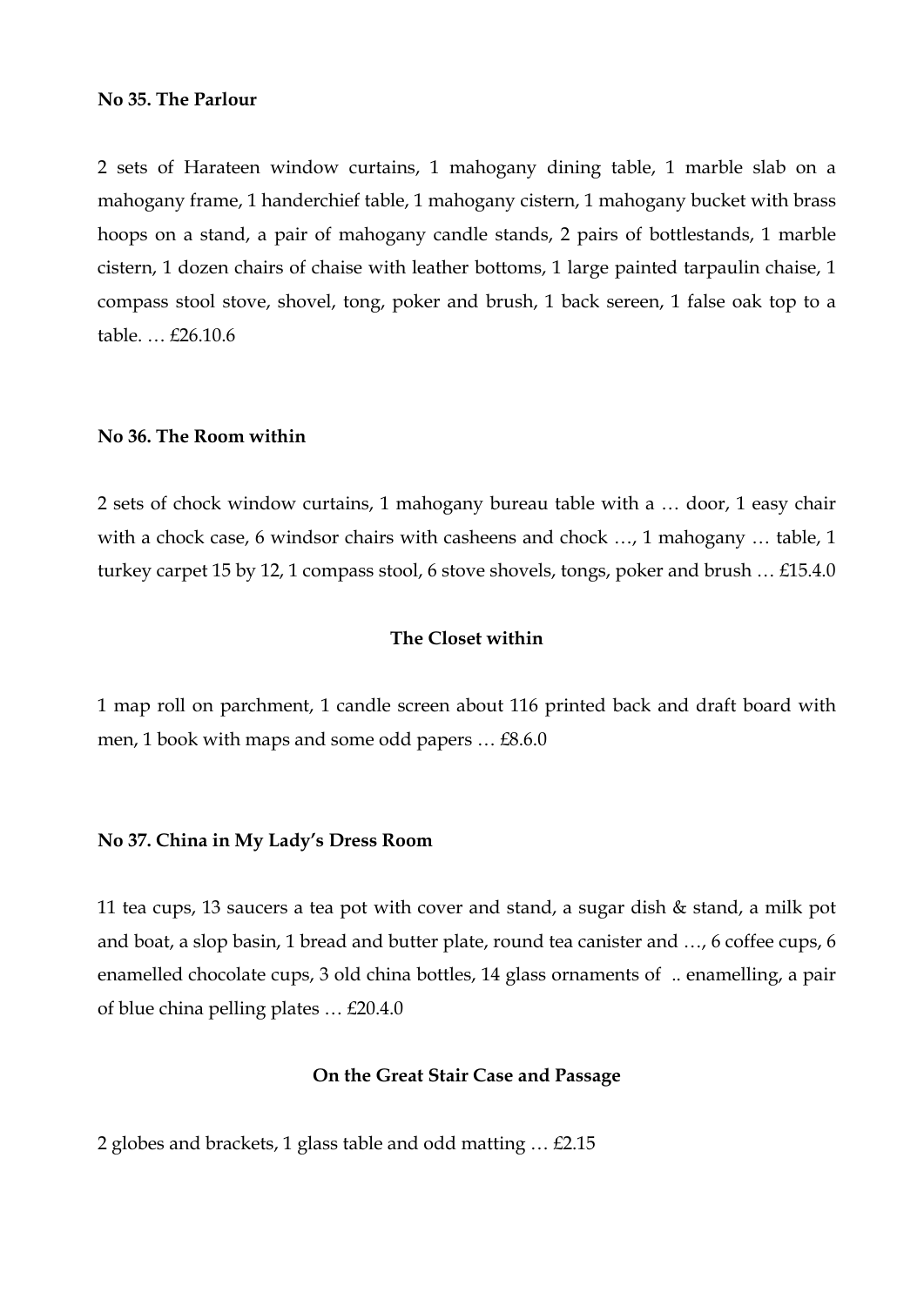**No 35. The Parlour**

2 sets of Harateen window curtains, 1 mahogany dining table, 1 marble slab on a mahogany frame, 1 handerchief table, 1 mahogany cistern, 1 mahogany bucket with brass hoops on a stand, a pair of mahogany candle stands, 2 pairs of bottlestands, 1 marble cistern, 1 dozen chairs of chaise with leather bottoms, 1 large painted tarpaulin chaise, 1 compass stool stove, shovel, tong, poker and brush, 1 back sereen, 1 false oak top to a table. … £26.10.6

**No 36. The Room within**

2 sets of chock window curtains, 1 mahogany bureau table with a … door, 1 easy chair with a chock case, 6 windsor chairs with casheens and chock …, 1 mahogany … table, 1 turkey carpet 15 by 12, 1 compass stool, 6 stove shovels, tongs, poker and brush … £15.4.0

**The Closet within**

1 map roll on parchment, 1 candle screen about 116 printed back and draft board with men, 1 book with maps and some odd papers … £8.6.0

**No 37. China in My Lady's Dress Room**

11 tea cups, 13 saucers a tea pot with cover and stand, a sugar dish & stand, a milk pot and boat, a slop basin, 1 bread and butter plate, round tea canister and …, 6 coffee cups, 6 enamelled chocolate cups, 3 old china bottles, 14 glass ornaments of .. enamelling, a pair of blue china pelling plates … £20.4.0

**On the Great Stair Case and Passage**

2 globes and brackets, 1 glass table and odd matting … £2.15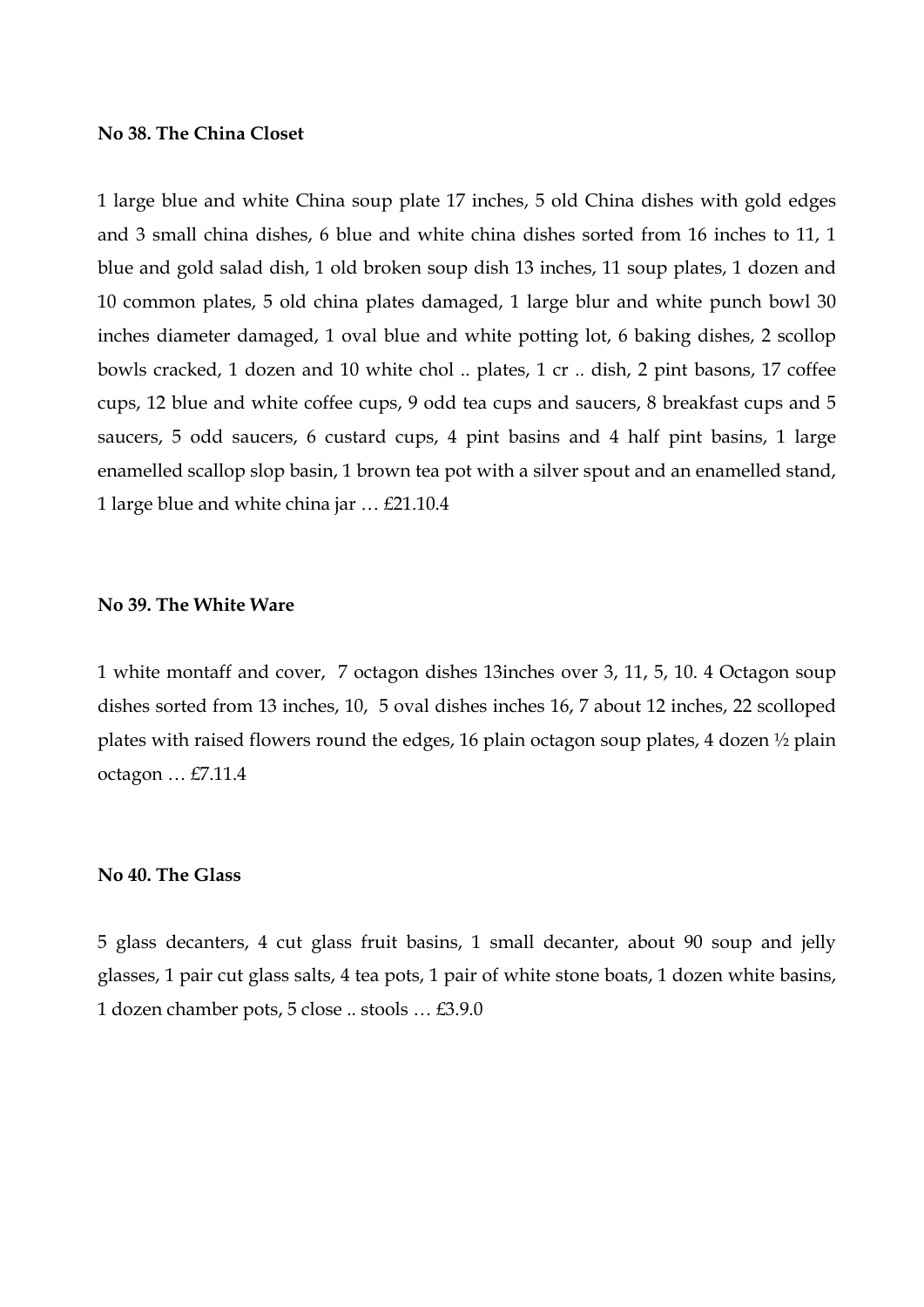**No 38. The China Closet**

1 large blue and white China soup plate 17 inches, 5 old China dishes with gold edges and 3 small china dishes, 6 blue and white china dishes sorted from 16 inches to 11, 1 blue and gold salad dish, 1 old broken soup dish 13 inches, 11 soup plates, 1 dozen and 10 common plates, 5 old china plates damaged, 1 large blur and white punch bowl 30 inches diameter damaged, 1 oval blue and white potting lot, 6 baking dishes, 2 scollop bowls cracked, 1 dozen and 10 white chol .. plates, 1 cr .. dish, 2 pint basons, 17 coffee cups, 12 blue and white coffee cups, 9 odd tea cups and saucers, 8 breakfast cups and 5 saucers, 5 odd saucers, 6 custard cups, 4 pint basins and 4 half pint basins, 1 large enamelled scallop slop basin, 1 brown tea pot with a silver spout and an enamelled stand, 1 large blue and white china jar … £21.10.4

**No 39. The White Ware**

1 white montaff and cover, 7 octagon dishes 13inches over 3, 11, 5, 10. 4 Octagon soup dishes sorted from 13 inches, 10, 5 oval dishes inches 16, 7 about 12 inches, 22 scolloped plates with raised flowers round the edges, 16 plain octagon soup plates, 4 dozen ½ plain octagon … £7.11.4

**No 40. The Glass**

5 glass decanters, 4 cut glass fruit basins, 1 small decanter, about 90 soup and jelly glasses, 1 pair cut glass salts, 4 tea pots, 1 pair of white stone boats, 1 dozen white basins, 1 dozen chamber pots, 5 close .. stools … £3.9.0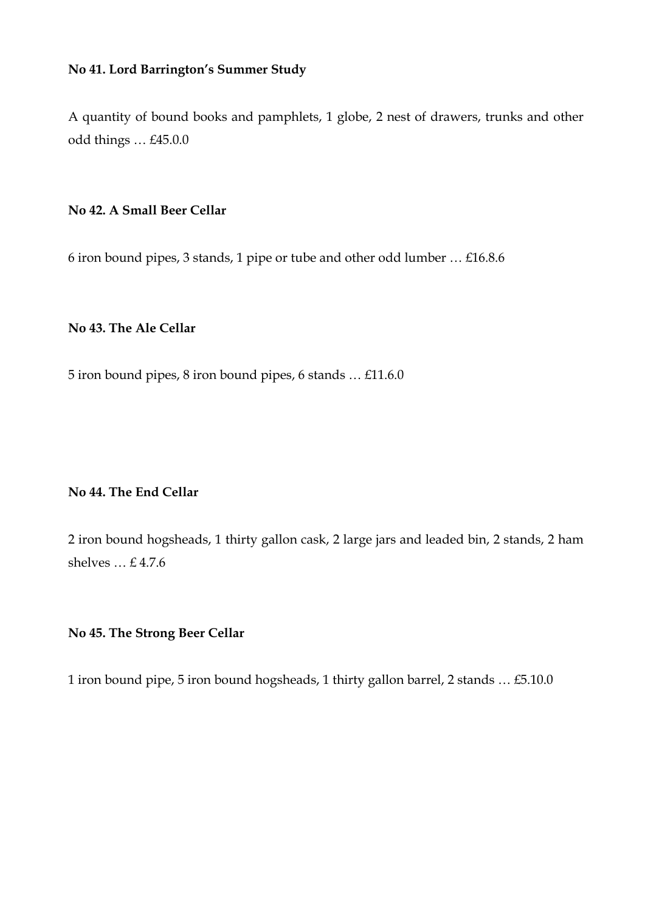**No 41. Lord Barrington's Summer Study**

A quantity of bound books and pamphlets, 1 globe, 2 nest of drawers, trunks and other odd things … £45.0.0

**No 42. A Small Beer Cellar**

6 iron bound pipes, 3 stands, 1 pipe or tube and other odd lumber … £16.8.6

**No 43. The Ale Cellar**

5 iron bound pipes, 8 iron bound pipes, 6 stands … £11.6.0

**No 44. The End Cellar**

2 iron bound hogsheads, 1 thirty gallon cask, 2 large jars and leaded bin, 2 stands, 2 ham shelves … £ 4.7.6

**No 45. The Strong Beer Cellar**

1 iron bound pipe, 5 iron bound hogsheads, 1 thirty gallon barrel, 2 stands … £5.10.0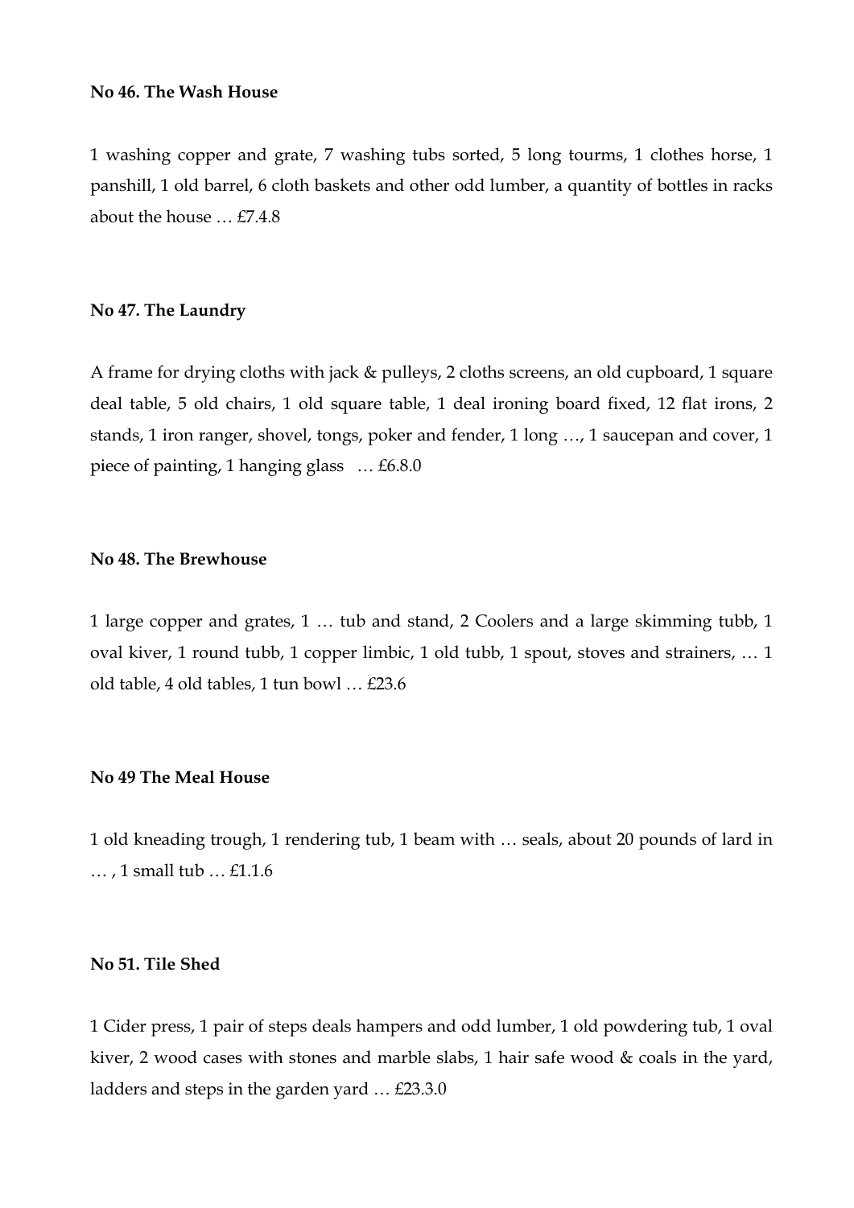**No 46. The Wash House**

1 washing copper and grate, 7 washing tubs sorted, 5 long tourms, 1 clothes horse, 1 panshill, 1 old barrel, 6 cloth baskets and other odd lumber, a quantity of bottles in racks about the house … £7.4.8

**No 47. The Laundry**

A frame for drying cloths with jack & pulleys, 2 cloths screens, an old cupboard, 1 square deal table, 5 old chairs, 1 old square table, 1 deal ironing board fixed, 12 flat irons, 2 stands, 1 iron ranger, shovel, tongs, poker and fender, 1 long …, 1 saucepan and cover, 1 piece of painting, 1 hanging glass … £6.8.0

**No 48. The Brewhouse**

1 large copper and grates, 1 … tub and stand, 2 Coolers and a large skimming tubb, 1 oval kiver, 1 round tubb, 1 copper limbic, 1 old tubb, 1 spout, stoves and strainers, … 1 old table, 4 old tables, 1 tun bowl … £23.6

**No 49 The Meal House**

1 old kneading trough, 1 rendering tub, 1 beam with … seals, about 20 pounds of lard in … , 1 small tub … £1.1.6

**No 51. Tile Shed**

1 Cider press, 1 pair of steps deals hampers and odd lumber, 1 old powdering tub, 1 oval kiver, 2 wood cases with stones and marble slabs, 1 hair safe wood & coals in the yard, ladders and steps in the garden yard … £23.3.0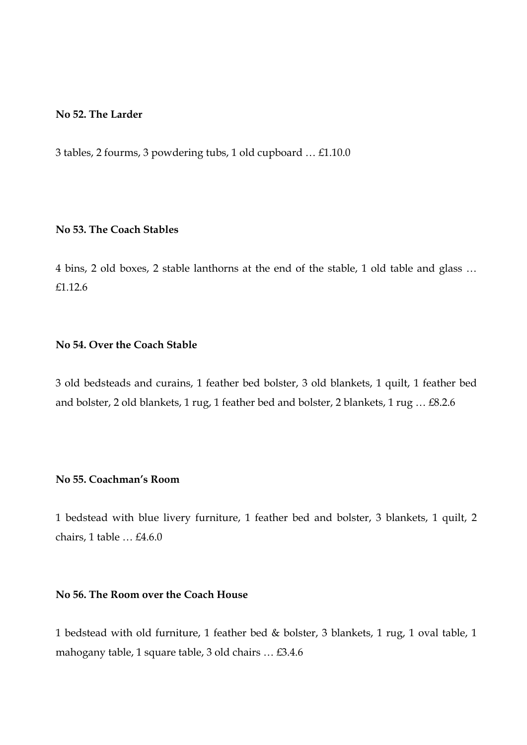**No 52. The Larder**

3 tables, 2 fourms, 3 powdering tubs, 1 old cupboard … £1.10.0

**No 53. The Coach Stables**

4 bins, 2 old boxes, 2 stable lanthorns at the end of the stable, 1 old table and glass … £1.12.6

**No 54. Over the Coach Stable**

3 old bedsteads and curains, 1 feather bed bolster, 3 old blankets, 1 quilt, 1 feather bed and bolster, 2 old blankets, 1 rug, 1 feather bed and bolster, 2 blankets, 1 rug … £8.2.6

**No 55. Coachman's Room**

1 bedstead with blue livery furniture, 1 feather bed and bolster, 3 blankets, 1 quilt, 2 chairs, 1 table … £4.6.0

**No 56. The Room over the Coach House**

1 bedstead with old furniture, 1 feather bed & bolster, 3 blankets, 1 rug, 1 oval table, 1 mahogany table, 1 square table, 3 old chairs … £3.4.6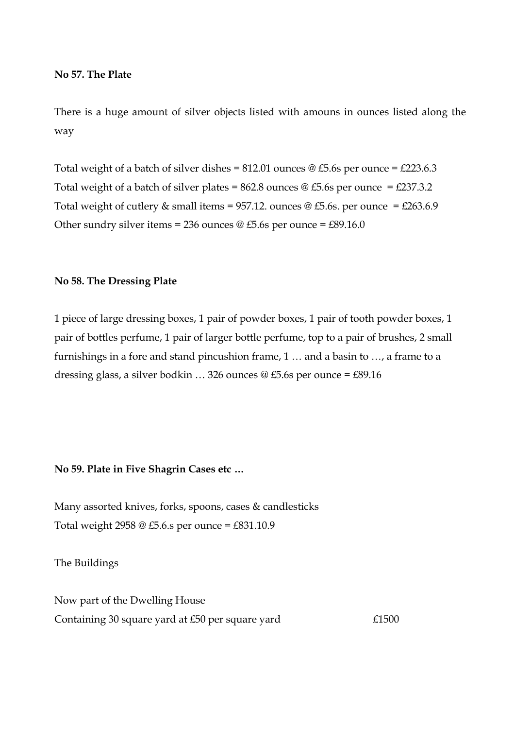**No 57. The Plate**

There is a huge amount of silver objects listed with amouns in ounces listed along the way

Total weight of a batch of silver dishes = 812.01 ounces @ £5.6s per ounce = £223.6.3
Total weight of a batch of silver plates = 862.8 ounces @ £5.6s per ounce = £237.3.2
Total weight of cutlery & small items = 957.12. ounces @ £5.6s. per ounce = £263.6.9
Other sundry silver items = 236 ounces @ £5.6s per ounce = £89.16.0

**No 58. The Dressing Plate**

1 piece of large dressing boxes, 1 pair of powder boxes, 1 pair of tooth powder boxes, 1 pair of bottles perfume, 1 pair of larger bottle perfume, top to a pair of brushes, 2 small furnishings in a fore and stand pincushion frame, 1 … and a basin to …, a frame to a dressing glass, a silver bodkin … 326 ounces @ £5.6s per ounce = £89.16

**No 59. Plate in Five Shagrin Cases etc …**

Many assorted knives, forks, spoons, cases & candlesticks
Total weight 2958 @ £5.6.s per ounce = £831.10.9

The Buildings

Now part of the Dwelling House
Containing 30 square yard at £50 per square yard £1500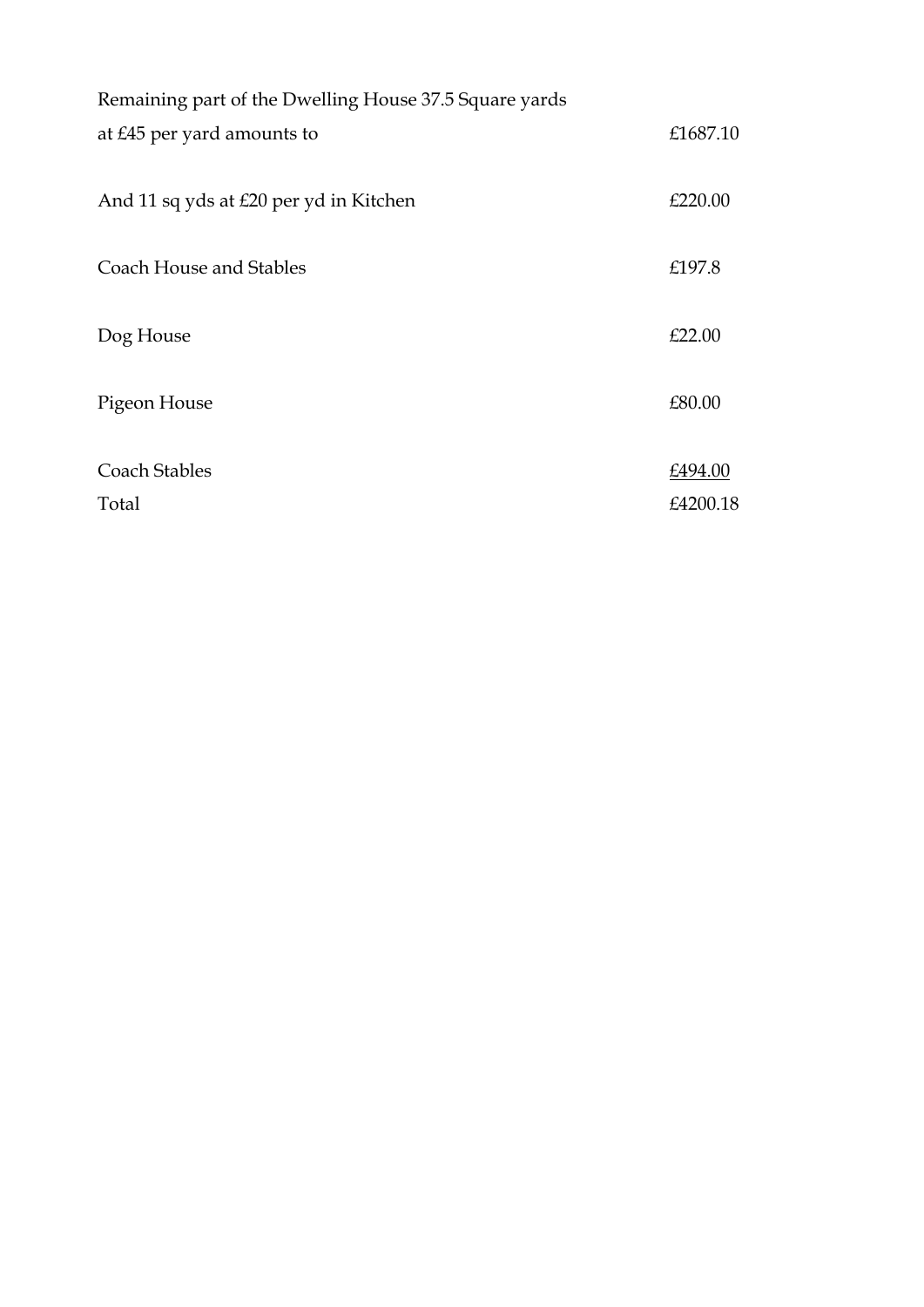| | |
|---|---|
| Remaining part of the Dwelling House 37.5 Square yards at £45 per yard amounts to | £1687.10 |
| And 11 sq yds at £20 per yd in Kitchen | £220.00 |
| Coach House and Stables | £197.8 |
| Dog House | £22.00 |
| Pigeon House | £80.00 |
| Coach Stables | £494.00 |
| Total | £4200.18 |